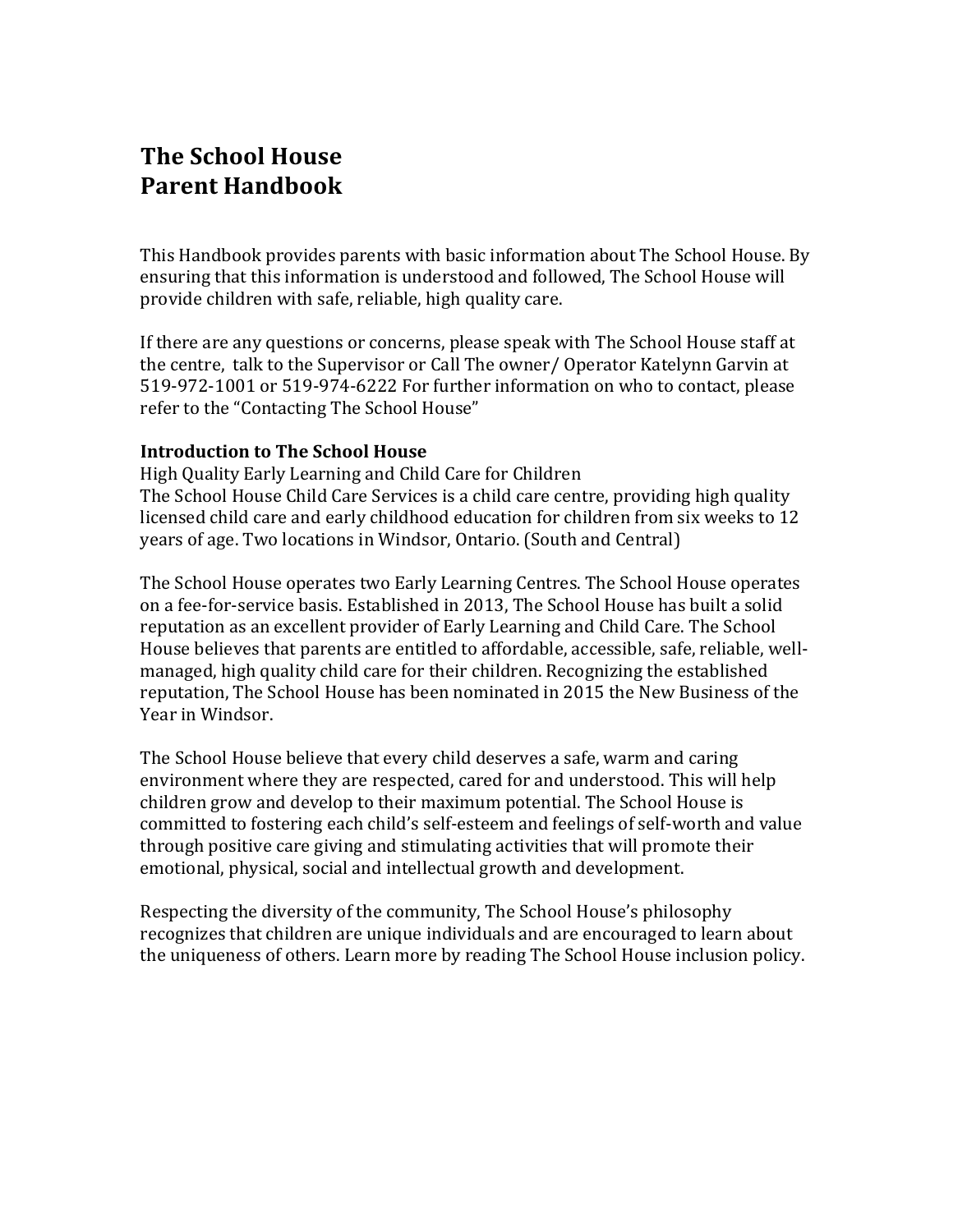# The School House Parent Handbook

This Handbook provides parents with basic information about The School House. By ensuring that this information is understood and followed, The School House will provide children with safe, reliable, high quality care.

If there are any questions or concerns, please speak with The School House staff at the centre, talk to the Supervisor or Call The owner/ Operator Katelynn Garvin at 519-972-1001 or 519-974-6222 For further information on who to contact, please refer to the "Contacting The School House"

**Introduction to The School House**

High Quality Early Learning and Child Care for Children
The School House Child Care Services is a child care centre, providing high quality licensed child care and early childhood education for children from six weeks to 12 years of age. Two locations in Windsor, Ontario. (South and Central)

The School House operates two Early Learning Centres. The School House operates on a fee-for-service basis. Established in 2013, The School House has built a solid reputation as an excellent provider of Early Learning and Child Care. The School House believes that parents are entitled to affordable, accessible, safe, reliable, well-managed, high quality child care for their children. Recognizing the established reputation, The School House has been nominated in 2015 the New Business of the Year in Windsor.

The School House believe that every child deserves a safe, warm and caring environment where they are respected, cared for and understood. This will help children grow and develop to their maximum potential. The School House is committed to fostering each child's self-esteem and feelings of self-worth and value through positive care giving and stimulating activities that will promote their emotional, physical, social and intellectual growth and development.

Respecting the diversity of the community, The School House's philosophy recognizes that children are unique individuals and are encouraged to learn about the uniqueness of others. Learn more by reading The School House inclusion policy.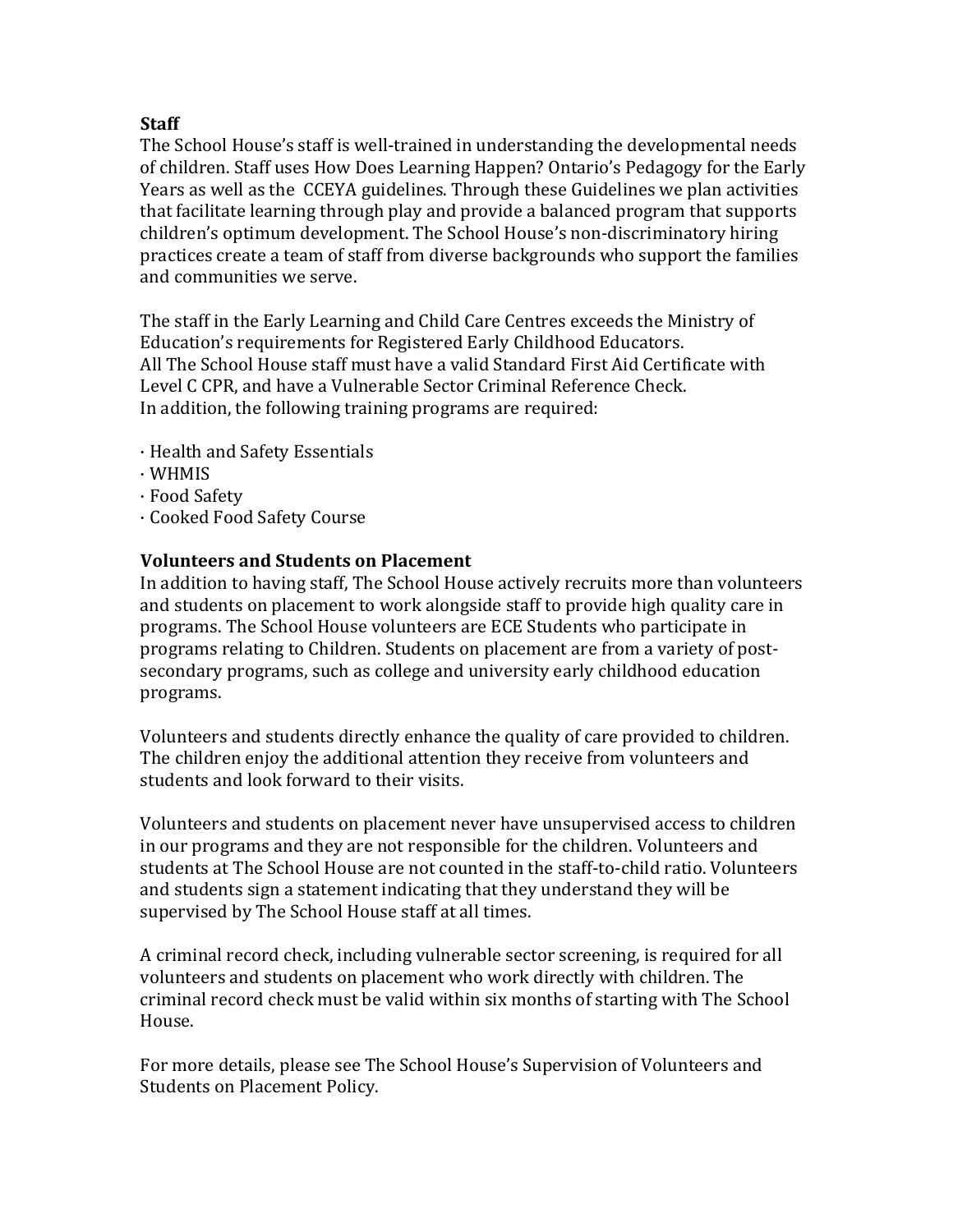**Staff**

The School House's staff is well-trained in understanding the developmental needs of children. Staff uses How Does Learning Happen? Ontario's Pedagogy for the Early Years as well as the CCEYA guidelines. Through these Guidelines we plan activities that facilitate learning through play and provide a balanced program that supports children's optimum development. The School House's non-discriminatory hiring practices create a team of staff from diverse backgrounds who support the families and communities we serve.

The staff in the Early Learning and Child Care Centres exceeds the Ministry of Education's requirements for Registered Early Childhood Educators.
All The School House staff must have a valid Standard First Aid Certificate with Level C CPR, and have a Vulnerable Sector Criminal Reference Check.
In addition, the following training programs are required:

- Health and Safety Essentials
- WHMIS
- Food Safety
- Cooked Food Safety Course

**Volunteers and Students on Placement**

In addition to having staff, The School House actively recruits more than volunteers and students on placement to work alongside staff to provide high quality care in programs. The School House volunteers are ECE Students who participate in programs relating to Children. Students on placement are from a variety of post-secondary programs, such as college and university early childhood education programs.

Volunteers and students directly enhance the quality of care provided to children. The children enjoy the additional attention they receive from volunteers and students and look forward to their visits.

Volunteers and students on placement never have unsupervised access to children in our programs and they are not responsible for the children. Volunteers and students at The School House are not counted in the staff-to-child ratio. Volunteers and students sign a statement indicating that they understand they will be supervised by The School House staff at all times.

A criminal record check, including vulnerable sector screening, is required for all volunteers and students on placement who work directly with children. The criminal record check must be valid within six months of starting with The School House.

For more details, please see The School House's Supervision of Volunteers and Students on Placement Policy.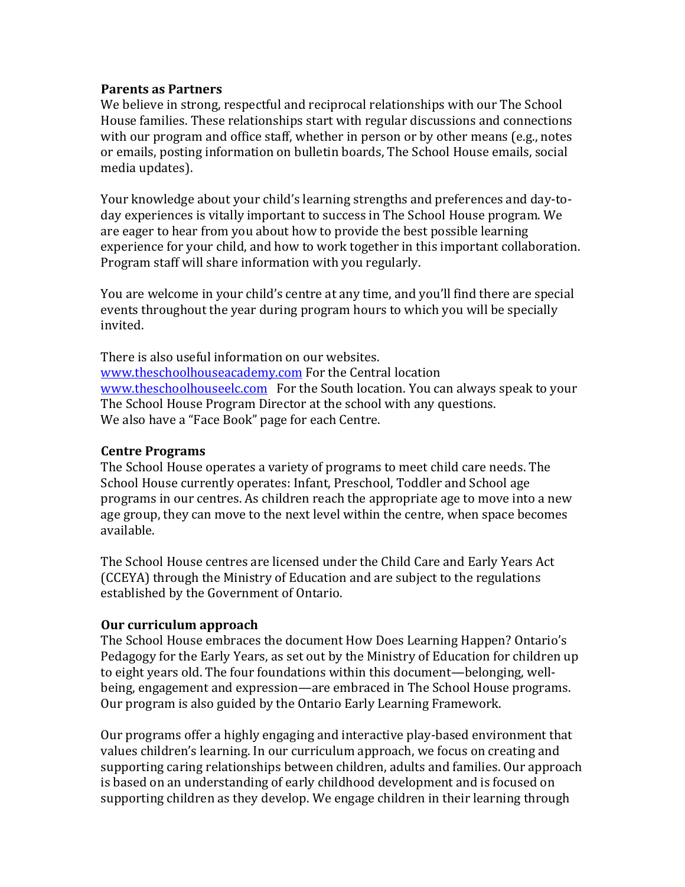**Parents as Partners**

We believe in strong, respectful and reciprocal relationships with our The School House families. These relationships start with regular discussions and connections with our program and office staff, whether in person or by other means (e.g., notes or emails, posting information on bulletin boards, The School House emails, social media updates).

Your knowledge about your child's learning strengths and preferences and day-to-day experiences is vitally important to success in The School House program. We are eager to hear from you about how to provide the best possible learning experience for your child, and how to work together in this important collaboration. Program staff will share information with you regularly.

You are welcome in your child's centre at any time, and you'll find there are special events throughout the year during program hours to which you will be specially invited.

There is also useful information on our websites.
www.theschoolhouseacademy.com For the Central location
www.theschoolhouseelc.com For the South location. You can always speak to your The School House Program Director at the school with any questions.
We also have a "Face Book" page for each Centre.

**Centre Programs**

The School House operates a variety of programs to meet child care needs. The School House currently operates: Infant, Preschool, Toddler and School age programs in our centres. As children reach the appropriate age to move into a new age group, they can move to the next level within the centre, when space becomes available.

The School House centres are licensed under the Child Care and Early Years Act (CCEYA) through the Ministry of Education and are subject to the regulations established by the Government of Ontario.

**Our curriculum approach**

The School House embraces the document How Does Learning Happen? Ontario's Pedagogy for the Early Years, as set out by the Ministry of Education for children up to eight years old. The four foundations within this document—belonging, well-being, engagement and expression—are embraced in The School House programs. Our program is also guided by the Ontario Early Learning Framework.

Our programs offer a highly engaging and interactive play-based environment that values children's learning. In our curriculum approach, we focus on creating and supporting caring relationships between children, adults and families. Our approach is based on an understanding of early childhood development and is focused on supporting children as they develop. We engage children in their learning through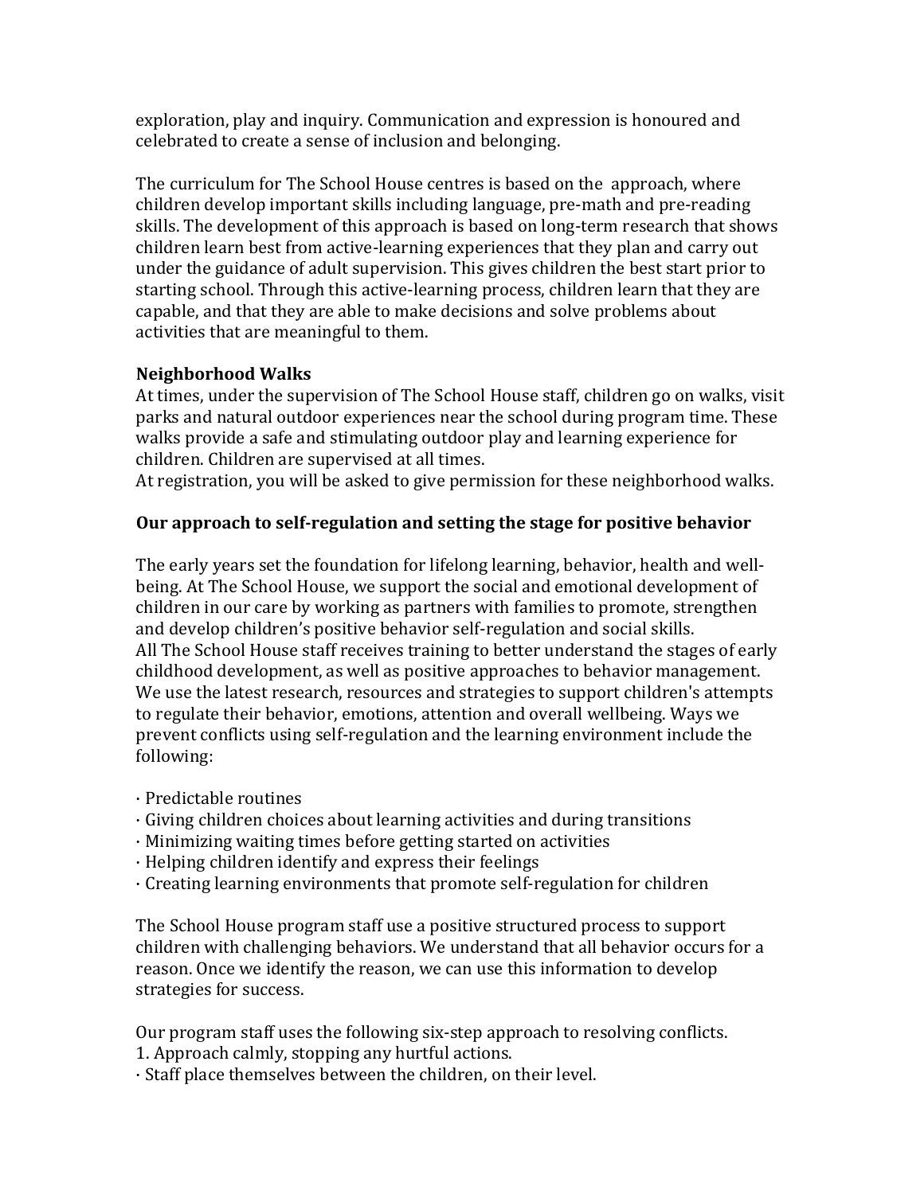exploration, play and inquiry. Communication and expression is honoured and celebrated to create a sense of inclusion and belonging.

The curriculum for The School House centres is based on the  approach, where children develop important skills including language, pre-math and pre-reading skills. The development of this approach is based on long-term research that shows children learn best from active-learning experiences that they plan and carry out under the guidance of adult supervision. This gives children the best start prior to starting school. Through this active-learning process, children learn that they are capable, and that they are able to make decisions and solve problems about activities that are meaningful to them.

**Neighborhood Walks**

At times, under the supervision of The School House staff, children go on walks, visit parks and natural outdoor experiences near the school during program time. These walks provide a safe and stimulating outdoor play and learning experience for children. Children are supervised at all times.
At registration, you will be asked to give permission for these neighborhood walks.

**Our approach to self-regulation and setting the stage for positive behavior**

The early years set the foundation for lifelong learning, behavior, health and well-being. At The School House, we support the social and emotional development of children in our care by working as partners with families to promote, strengthen and develop children's positive behavior self-regulation and social skills.
All The School House staff receives training to better understand the stages of early childhood development, as well as positive approaches to behavior management. We use the latest research, resources and strategies to support children's attempts to regulate their behavior, emotions, attention and overall wellbeing. Ways we prevent conflicts using self-regulation and the learning environment include the following:

· Predictable routines
· Giving children choices about learning activities and during transitions
· Minimizing waiting times before getting started on activities
· Helping children identify and express their feelings
· Creating learning environments that promote self-regulation for children

The School House program staff use a positive structured process to support children with challenging behaviors. We understand that all behavior occurs for a reason. Once we identify the reason, we can use this information to develop strategies for success.

Our program staff uses the following six-step approach to resolving conflicts.
1. Approach calmly, stopping any hurtful actions.
· Staff place themselves between the children, on their level.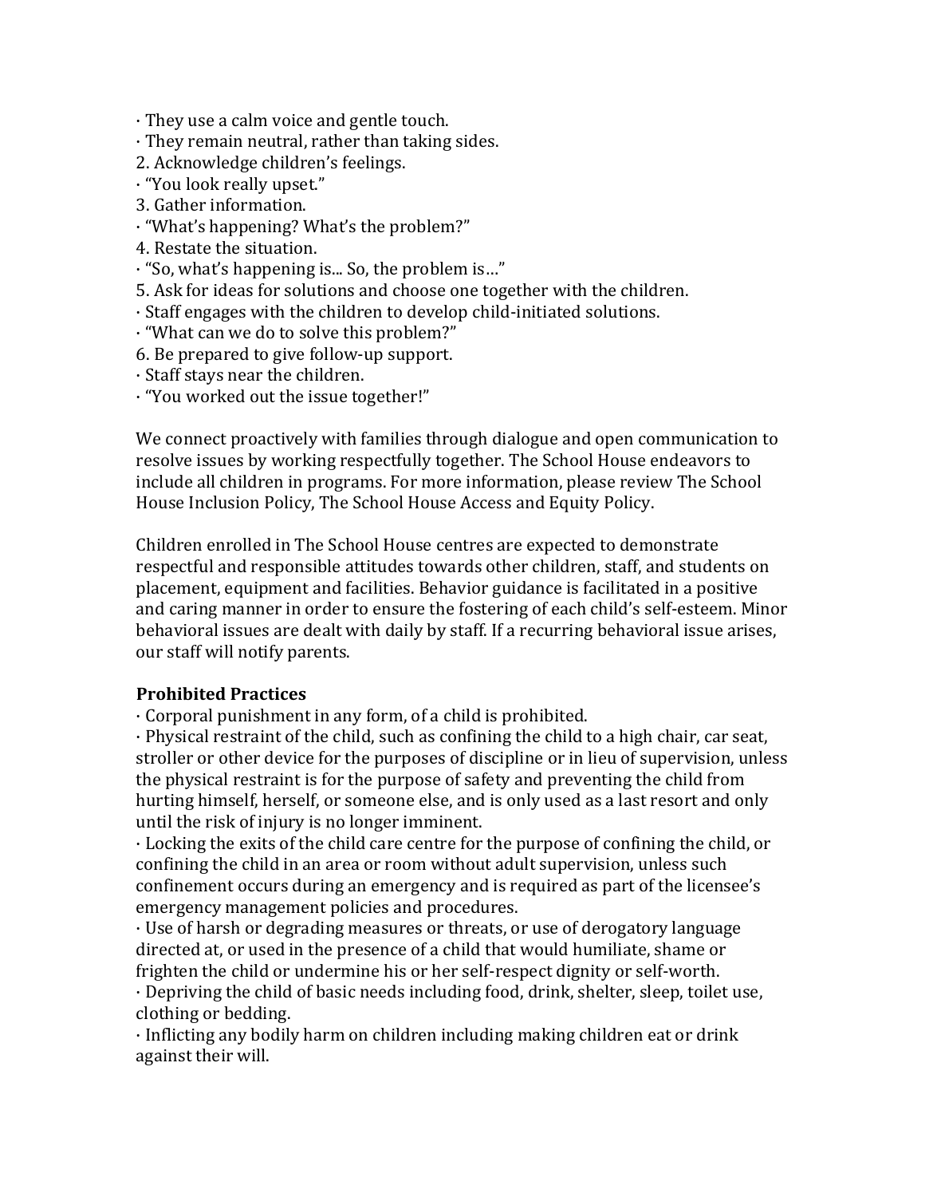· They use a calm voice and gentle touch.
· They remain neutral, rather than taking sides.
2. Acknowledge children's feelings.
· "You look really upset."
3. Gather information.
· "What's happening? What's the problem?"
4. Restate the situation.
· "So, what's happening is... So, the problem is…"
5. Ask for ideas for solutions and choose one together with the children.
· Staff engages with the children to develop child-initiated solutions.
· "What can we do to solve this problem?"
6. Be prepared to give follow-up support.
· Staff stays near the children.
· "You worked out the issue together!"

We connect proactively with families through dialogue and open communication to resolve issues by working respectfully together. The School House endeavors to include all children in programs. For more information, please review The School House Inclusion Policy, The School House Access and Equity Policy.

Children enrolled in The School House centres are expected to demonstrate respectful and responsible attitudes towards other children, staff, and students on placement, equipment and facilities. Behavior guidance is facilitated in a positive and caring manner in order to ensure the fostering of each child's self-esteem. Minor behavioral issues are dealt with daily by staff. If a recurring behavioral issue arises, our staff will notify parents.

**Prohibited Practices**

· Corporal punishment in any form, of a child is prohibited.
· Physical restraint of the child, such as confining the child to a high chair, car seat, stroller or other device for the purposes of discipline or in lieu of supervision, unless the physical restraint is for the purpose of safety and preventing the child from hurting himself, herself, or someone else, and is only used as a last resort and only until the risk of injury is no longer imminent.
· Locking the exits of the child care centre for the purpose of confining the child, or confining the child in an area or room without adult supervision, unless such confinement occurs during an emergency and is required as part of the licensee's emergency management policies and procedures.
· Use of harsh or degrading measures or threats, or use of derogatory language directed at, or used in the presence of a child that would humiliate, shame or frighten the child or undermine his or her self-respect dignity or self-worth.
· Depriving the child of basic needs including food, drink, shelter, sleep, toilet use, clothing or bedding.
· Inflicting any bodily harm on children including making children eat or drink against their will.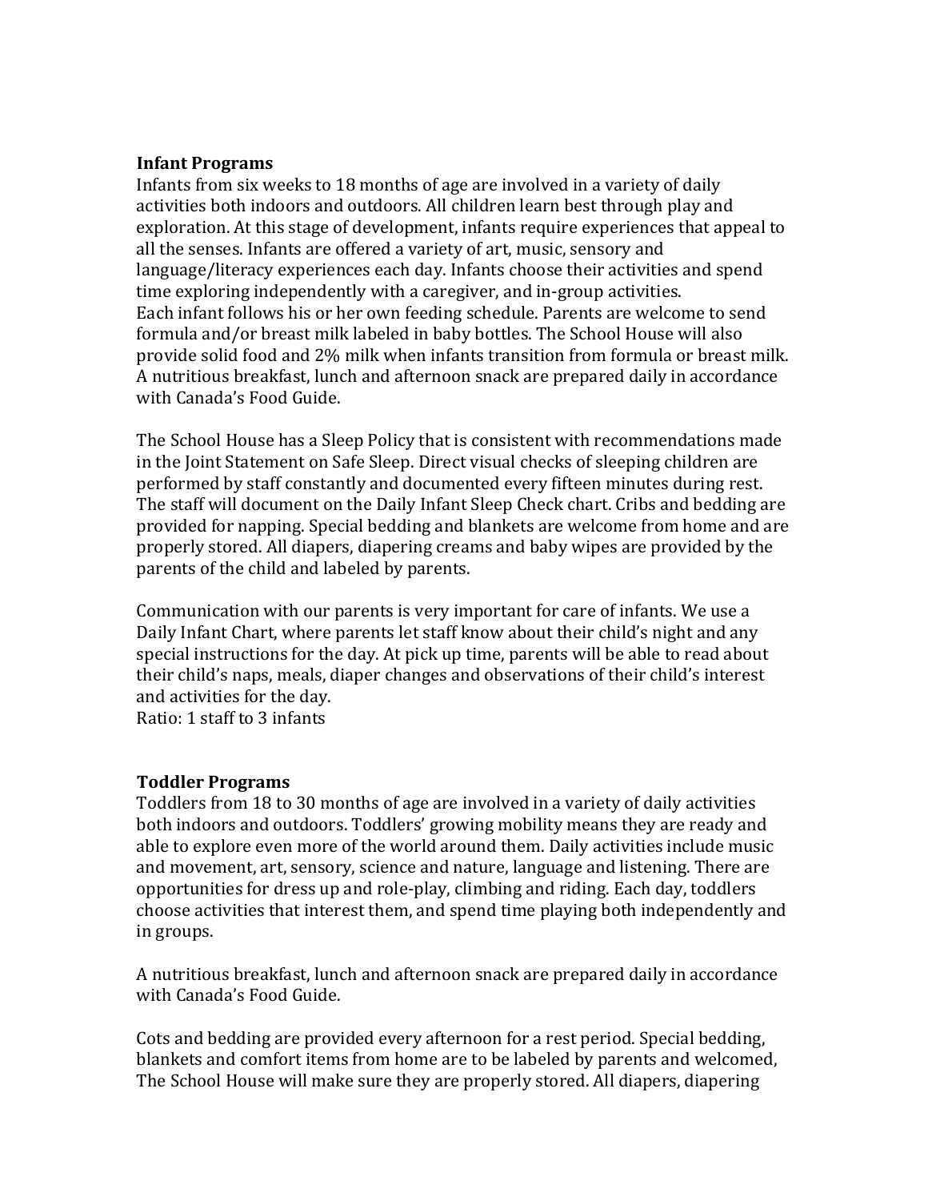**Infant Programs**

Infants from six weeks to 18 months of age are involved in a variety of daily activities both indoors and outdoors. All children learn best through play and exploration. At this stage of development, infants require experiences that appeal to all the senses. Infants are offered a variety of art, music, sensory and language/literacy experiences each day. Infants choose their activities and spend time exploring independently with a caregiver, and in-group activities.
Each infant follows his or her own feeding schedule. Parents are welcome to send formula and/or breast milk labeled in baby bottles. The School House will also provide solid food and 2% milk when infants transition from formula or breast milk. A nutritious breakfast, lunch and afternoon snack are prepared daily in accordance with Canada's Food Guide.

The School House has a Sleep Policy that is consistent with recommendations made in the Joint Statement on Safe Sleep. Direct visual checks of sleeping children are performed by staff constantly and documented every fifteen minutes during rest. The staff will document on the Daily Infant Sleep Check chart. Cribs and bedding are provided for napping. Special bedding and blankets are welcome from home and are properly stored. All diapers, diapering creams and baby wipes are provided by the parents of the child and labeled by parents.

Communication with our parents is very important for care of infants. We use a Daily Infant Chart, where parents let staff know about their child's night and any special instructions for the day. At pick up time, parents will be able to read about their child's naps, meals, diaper changes and observations of their child's interest and activities for the day.
Ratio: 1 staff to 3 infants

**Toddler Programs**

Toddlers from 18 to 30 months of age are involved in a variety of daily activities both indoors and outdoors. Toddlers' growing mobility means they are ready and able to explore even more of the world around them. Daily activities include music and movement, art, sensory, science and nature, language and listening. There are opportunities for dress up and role-play, climbing and riding. Each day, toddlers choose activities that interest them, and spend time playing both independently and in groups.

A nutritious breakfast, lunch and afternoon snack are prepared daily in accordance with Canada's Food Guide.

Cots and bedding are provided every afternoon for a rest period. Special bedding, blankets and comfort items from home are to be labeled by parents and welcomed, The School House will make sure they are properly stored. All diapers, diapering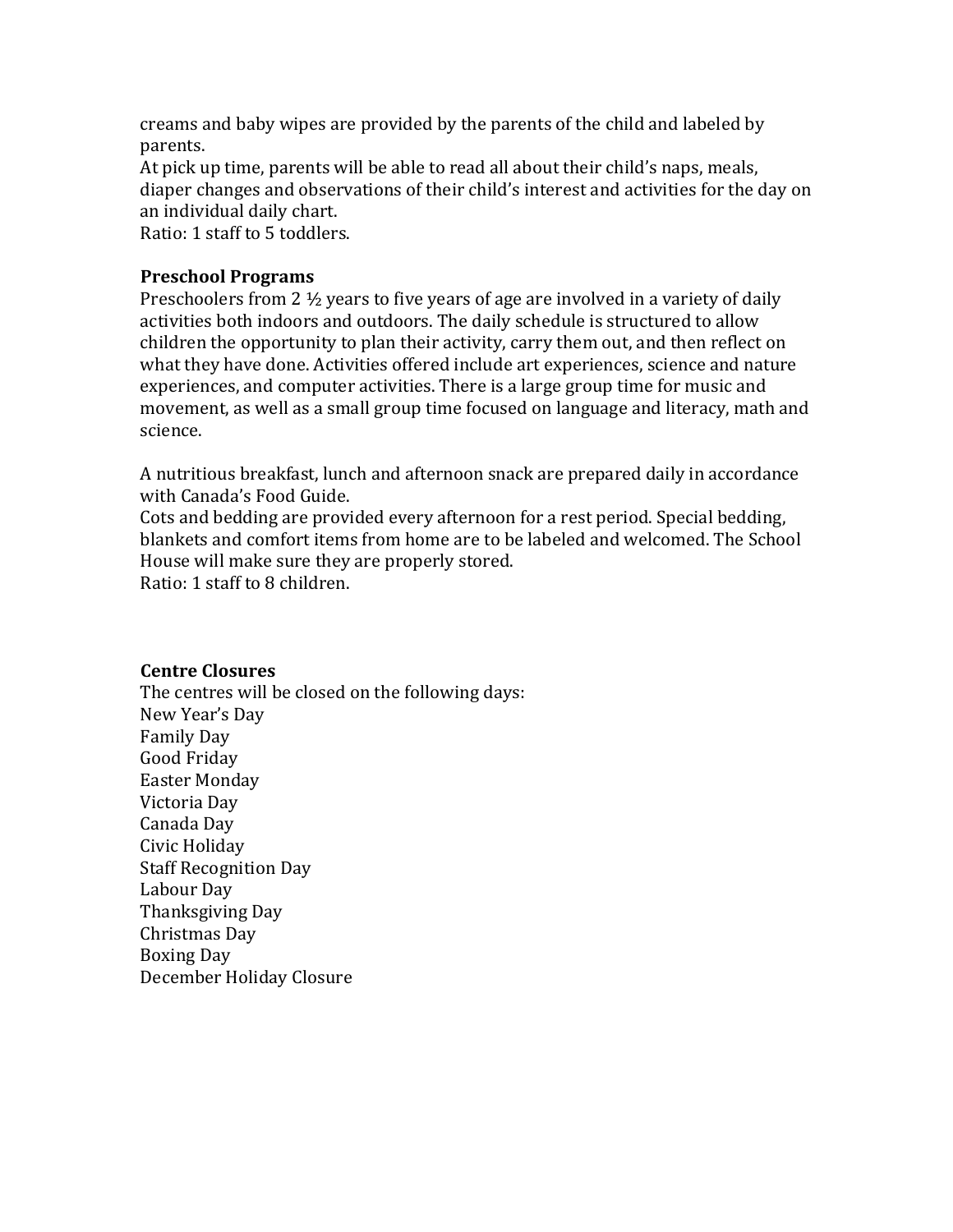creams and baby wipes are provided by the parents of the child and labeled by parents.
At pick up time, parents will be able to read all about their child's naps, meals, diaper changes and observations of their child's interest and activities for the day on an individual daily chart.
Ratio: 1 staff to 5 toddlers.

**Preschool Programs**
Preschoolers from 2 ½ years to five years of age are involved in a variety of daily activities both indoors and outdoors. The daily schedule is structured to allow children the opportunity to plan their activity, carry them out, and then reflect on what they have done. Activities offered include art experiences, science and nature experiences, and computer activities. There is a large group time for music and movement, as well as a small group time focused on language and literacy, math and science.

A nutritious breakfast, lunch and afternoon snack are prepared daily in accordance with Canada's Food Guide.
Cots and bedding are provided every afternoon for a rest period. Special bedding, blankets and comfort items from home are to be labeled and welcomed. The School House will make sure they are properly stored.
Ratio: 1 staff to 8 children.

**Centre Closures**
The centres will be closed on the following days:
New Year's Day
Family Day
Good Friday
Easter Monday
Victoria Day
Canada Day
Civic Holiday
Staff Recognition Day
Labour Day
Thanksgiving Day
Christmas Day
Boxing Day
December Holiday Closure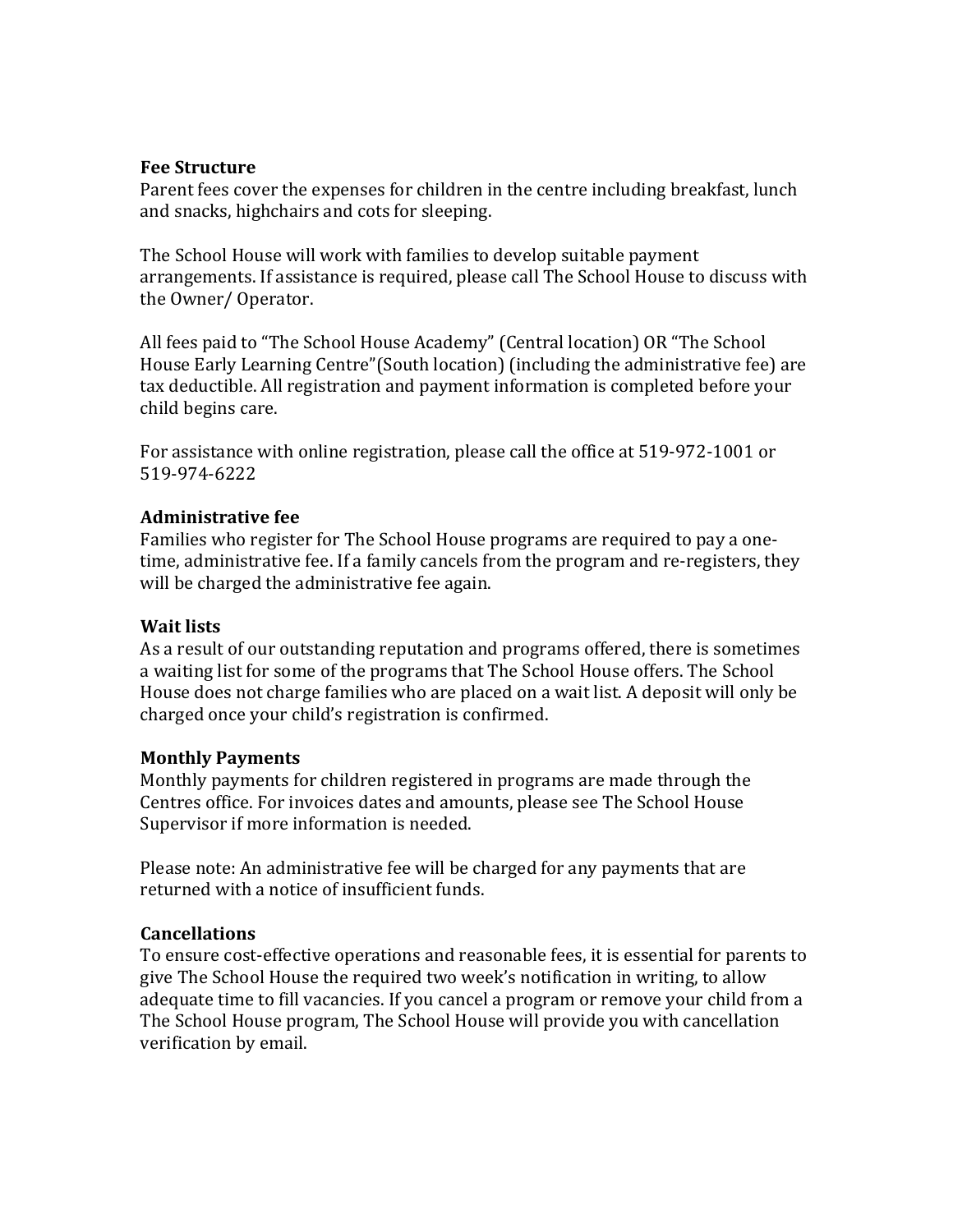**Fee Structure**

Parent fees cover the expenses for children in the centre including breakfast, lunch and snacks, highchairs and cots for sleeping.

The School House will work with families to develop suitable payment arrangements. If assistance is required, please call The School House to discuss with the Owner/ Operator.

All fees paid to "The School House Academy" (Central location) OR "The School House Early Learning Centre"(South location) (including the administrative fee) are tax deductible. All registration and payment information is completed before your child begins care.

For assistance with online registration, please call the office at 519-972-1001 or 519-974-6222

**Administrative fee**

Families who register for The School House programs are required to pay a one-time, administrative fee. If a family cancels from the program and re-registers, they will be charged the administrative fee again.

**Wait lists**

As a result of our outstanding reputation and programs offered, there is sometimes a waiting list for some of the programs that The School House offers. The School House does not charge families who are placed on a wait list. A deposit will only be charged once your child's registration is confirmed.

**Monthly Payments**

Monthly payments for children registered in programs are made through the Centres office. For invoices dates and amounts, please see The School House Supervisor if more information is needed.

Please note: An administrative fee will be charged for any payments that are returned with a notice of insufficient funds.

**Cancellations**

To ensure cost-effective operations and reasonable fees, it is essential for parents to give The School House the required two week's notification in writing, to allow adequate time to fill vacancies. If you cancel a program or remove your child from a The School House program, The School House will provide you with cancellation verification by email.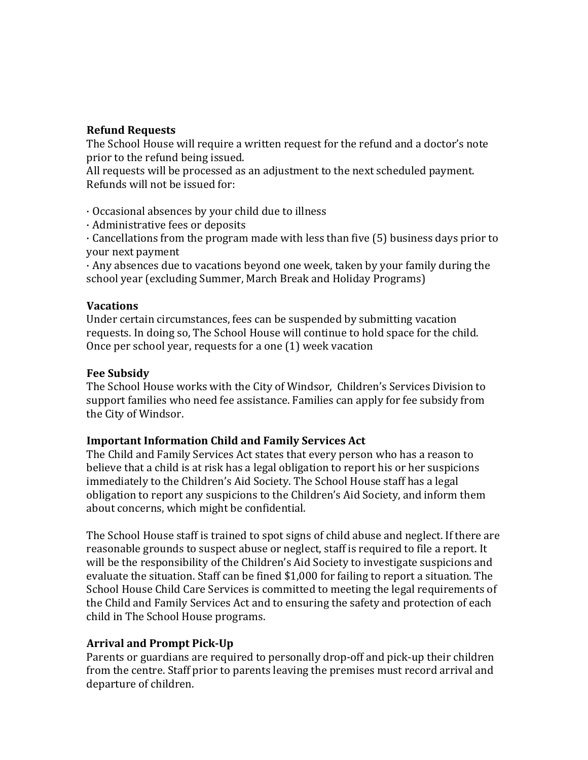**Refund Requests**

The School House will require a written request for the refund and a doctor's note prior to the refund being issued.

All requests will be processed as an adjustment to the next scheduled payment.

Refunds will not be issued for:

· Occasional absences by your child due to illness
· Administrative fees or deposits
· Cancellations from the program made with less than five (5) business days prior to your next payment
· Any absences due to vacations beyond one week, taken by your family during the school year (excluding Summer, March Break and Holiday Programs)

**Vacations**

Under certain circumstances, fees can be suspended by submitting vacation requests. In doing so, The School House will continue to hold space for the child. Once per school year, requests for a one (1) week vacation

**Fee Subsidy**

The School House works with the City of Windsor, Children's Services Division to support families who need fee assistance. Families can apply for fee subsidy from the City of Windsor.

**Important Information Child and Family Services Act**

The Child and Family Services Act states that every person who has a reason to believe that a child is at risk has a legal obligation to report his or her suspicions immediately to the Children's Aid Society. The School House staff has a legal obligation to report any suspicions to the Children's Aid Society, and inform them about concerns, which might be confidential.

The School House staff is trained to spot signs of child abuse and neglect. If there are reasonable grounds to suspect abuse or neglect, staff is required to file a report. It will be the responsibility of the Children's Aid Society to investigate suspicions and evaluate the situation. Staff can be fined $1,000 for failing to report a situation. The School House Child Care Services is committed to meeting the legal requirements of the Child and Family Services Act and to ensuring the safety and protection of each child in The School House programs.

**Arrival and Prompt Pick-Up**

Parents or guardians are required to personally drop-off and pick-up their children from the centre. Staff prior to parents leaving the premises must record arrival and departure of children.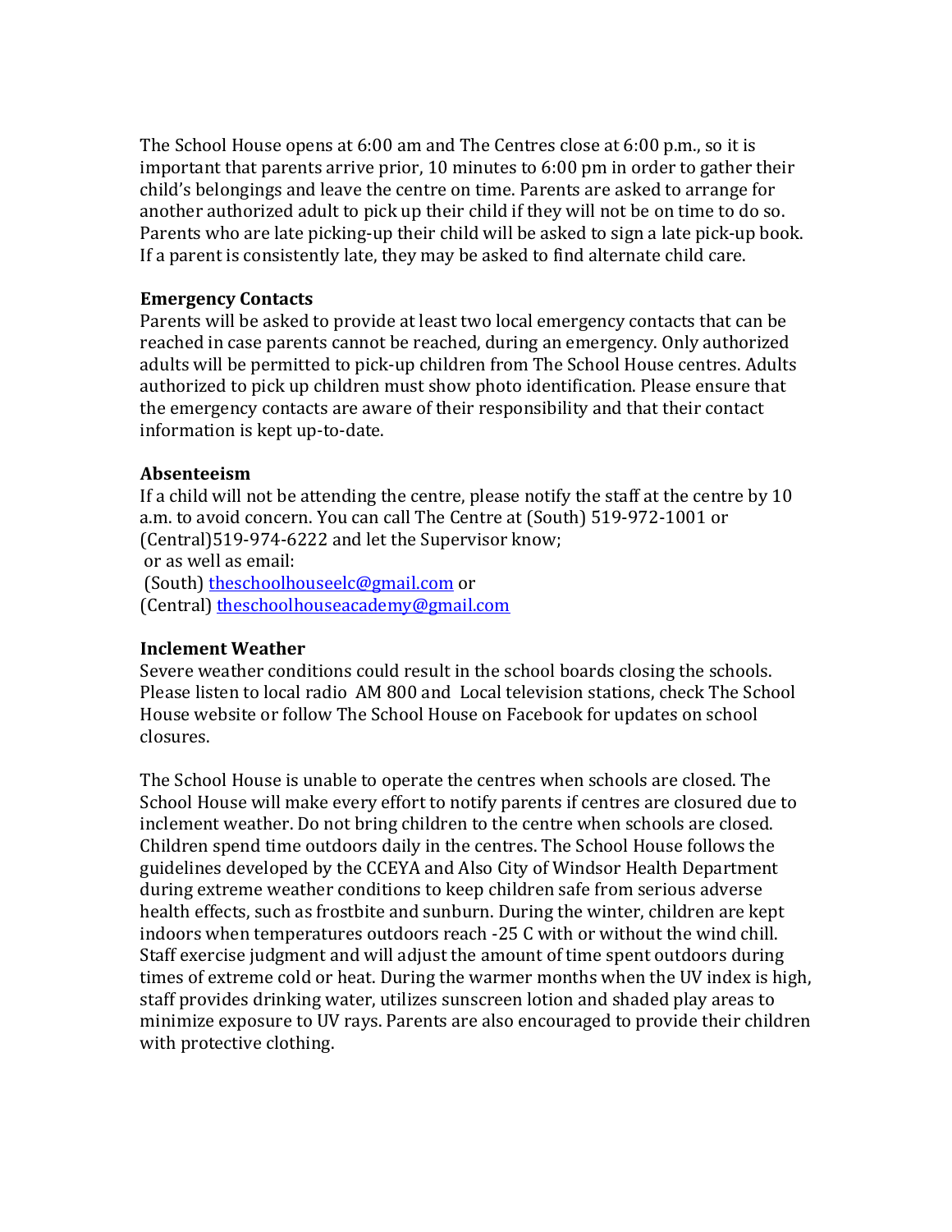The School House opens at 6:00 am and The Centres close at 6:00 p.m., so it is important that parents arrive prior, 10 minutes to 6:00 pm in order to gather their child's belongings and leave the centre on time. Parents are asked to arrange for another authorized adult to pick up their child if they will not be on time to do so. Parents who are late picking-up their child will be asked to sign a late pick-up book. If a parent is consistently late, they may be asked to find alternate child care.

**Emergency Contacts**

Parents will be asked to provide at least two local emergency contacts that can be reached in case parents cannot be reached, during an emergency. Only authorized adults will be permitted to pick-up children from The School House centres. Adults authorized to pick up children must show photo identification. Please ensure that the emergency contacts are aware of their responsibility and that their contact information is kept up-to-date.

**Absenteeism**

If a child will not be attending the centre, please notify the staff at the centre by 10 a.m. to avoid concern. You can call The Centre at (South) 519-972-1001 or (Central)519-974-6222 and let the Supervisor know;
or as well as email:
(South) theschoolhouseelc@gmail.com or
(Central) theschoolhouseacademy@gmail.com

**Inclement Weather**

Severe weather conditions could result in the school boards closing the schools. Please listen to local radio AM 800 and Local television stations, check The School House website or follow The School House on Facebook for updates on school closures.

The School House is unable to operate the centres when schools are closed. The School House will make every effort to notify parents if centres are closured due to inclement weather. Do not bring children to the centre when schools are closed. Children spend time outdoors daily in the centres. The School House follows the guidelines developed by the CCEYA and Also City of Windsor Health Department during extreme weather conditions to keep children safe from serious adverse health effects, such as frostbite and sunburn. During the winter, children are kept indoors when temperatures outdoors reach -25 C with or without the wind chill. Staff exercise judgment and will adjust the amount of time spent outdoors during times of extreme cold or heat. During the warmer months when the UV index is high, staff provides drinking water, utilizes sunscreen lotion and shaded play areas to minimize exposure to UV rays. Parents are also encouraged to provide their children with protective clothing.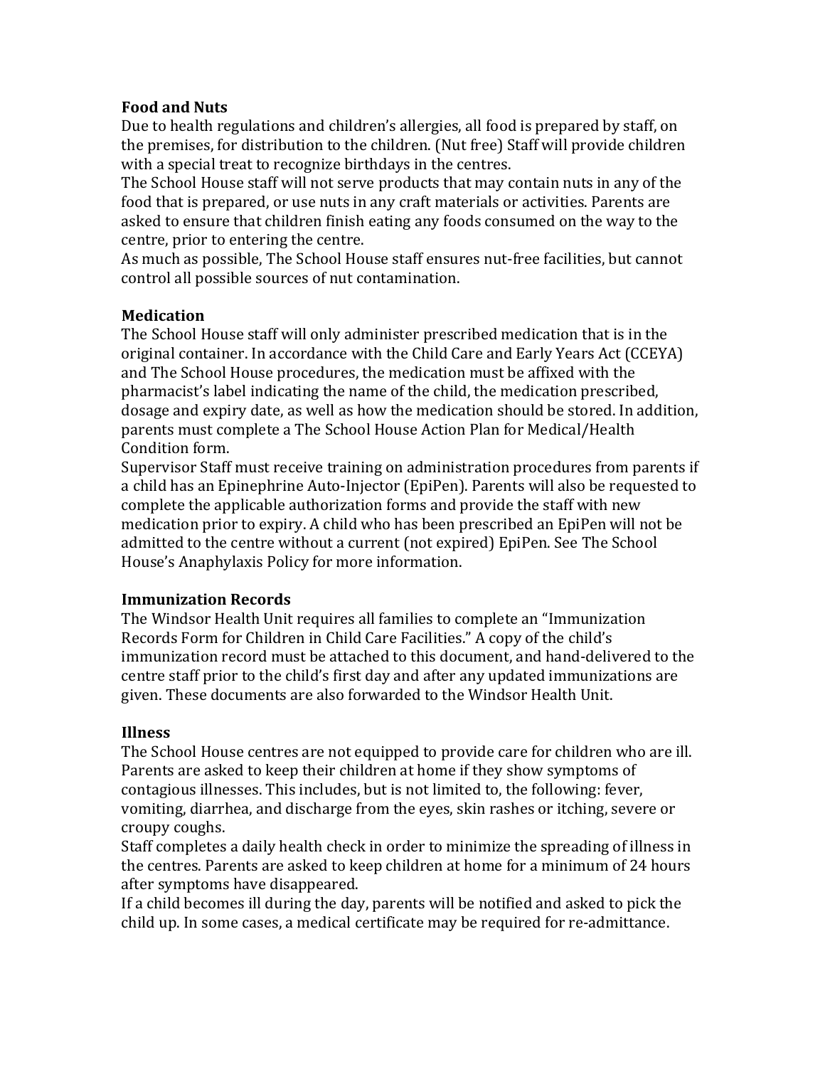**Food and Nuts**

Due to health regulations and children's allergies, all food is prepared by staff, on the premises, for distribution to the children. (Nut free) Staff will provide children with a special treat to recognize birthdays in the centres.

The School House staff will not serve products that may contain nuts in any of the food that is prepared, or use nuts in any craft materials or activities. Parents are asked to ensure that children finish eating any foods consumed on the way to the centre, prior to entering the centre.

As much as possible, The School House staff ensures nut-free facilities, but cannot control all possible sources of nut contamination.

**Medication**

The School House staff will only administer prescribed medication that is in the original container. In accordance with the Child Care and Early Years Act (CCEYA) and The School House procedures, the medication must be affixed with the pharmacist's label indicating the name of the child, the medication prescribed, dosage and expiry date, as well as how the medication should be stored. In addition, parents must complete a The School House Action Plan for Medical/Health Condition form.

Supervisor Staff must receive training on administration procedures from parents if a child has an Epinephrine Auto-Injector (EpiPen). Parents will also be requested to complete the applicable authorization forms and provide the staff with new medication prior to expiry. A child who has been prescribed an EpiPen will not be admitted to the centre without a current (not expired) EpiPen. See The School House's Anaphylaxis Policy for more information.

**Immunization Records**

The Windsor Health Unit requires all families to complete an "Immunization Records Form for Children in Child Care Facilities." A copy of the child's immunization record must be attached to this document, and hand-delivered to the centre staff prior to the child's first day and after any updated immunizations are given. These documents are also forwarded to the Windsor Health Unit.

**Illness**

The School House centres are not equipped to provide care for children who are ill. Parents are asked to keep their children at home if they show symptoms of contagious illnesses. This includes, but is not limited to, the following: fever, vomiting, diarrhea, and discharge from the eyes, skin rashes or itching, severe or croupy coughs.

Staff completes a daily health check in order to minimize the spreading of illness in the centres. Parents are asked to keep children at home for a minimum of 24 hours after symptoms have disappeared.

If a child becomes ill during the day, parents will be notified and asked to pick the child up. In some cases, a medical certificate may be required for re-admittance.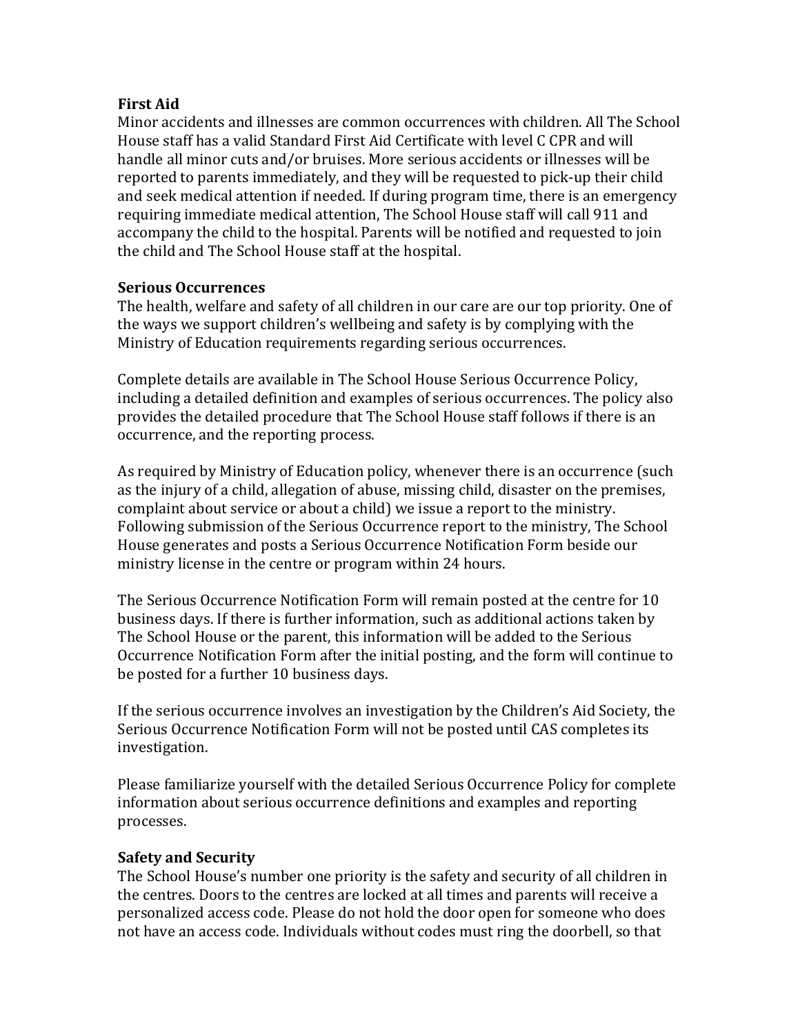**First Aid**
Minor accidents and illnesses are common occurrences with children. All The School House staff has a valid Standard First Aid Certificate with level C CPR and will handle all minor cuts and/or bruises. More serious accidents or illnesses will be reported to parents immediately, and they will be requested to pick-up their child and seek medical attention if needed. If during program time, there is an emergency requiring immediate medical attention, The School House staff will call 911 and accompany the child to the hospital. Parents will be notified and requested to join the child and The School House staff at the hospital.

**Serious Occurrences**
The health, welfare and safety of all children in our care are our top priority. One of the ways we support children's wellbeing and safety is by complying with the Ministry of Education requirements regarding serious occurrences.

Complete details are available in The School House Serious Occurrence Policy, including a detailed definition and examples of serious occurrences. The policy also provides the detailed procedure that The School House staff follows if there is an occurrence, and the reporting process.

As required by Ministry of Education policy, whenever there is an occurrence (such as the injury of a child, allegation of abuse, missing child, disaster on the premises, complaint about service or about a child) we issue a report to the ministry. Following submission of the Serious Occurrence report to the ministry, The School House generates and posts a Serious Occurrence Notification Form beside our ministry license in the centre or program within 24 hours.

The Serious Occurrence Notification Form will remain posted at the centre for 10 business days. If there is further information, such as additional actions taken by The School House or the parent, this information will be added to the Serious Occurrence Notification Form after the initial posting, and the form will continue to be posted for a further 10 business days.

If the serious occurrence involves an investigation by the Children's Aid Society, the Serious Occurrence Notification Form will not be posted until CAS completes its investigation.

Please familiarize yourself with the detailed Serious Occurrence Policy for complete information about serious occurrence definitions and examples and reporting processes.

**Safety and Security**
The School House's number one priority is the safety and security of all children in the centres. Doors to the centres are locked at all times and parents will receive a personalized access code. Please do not hold the door open for someone who does not have an access code. Individuals without codes must ring the doorbell, so that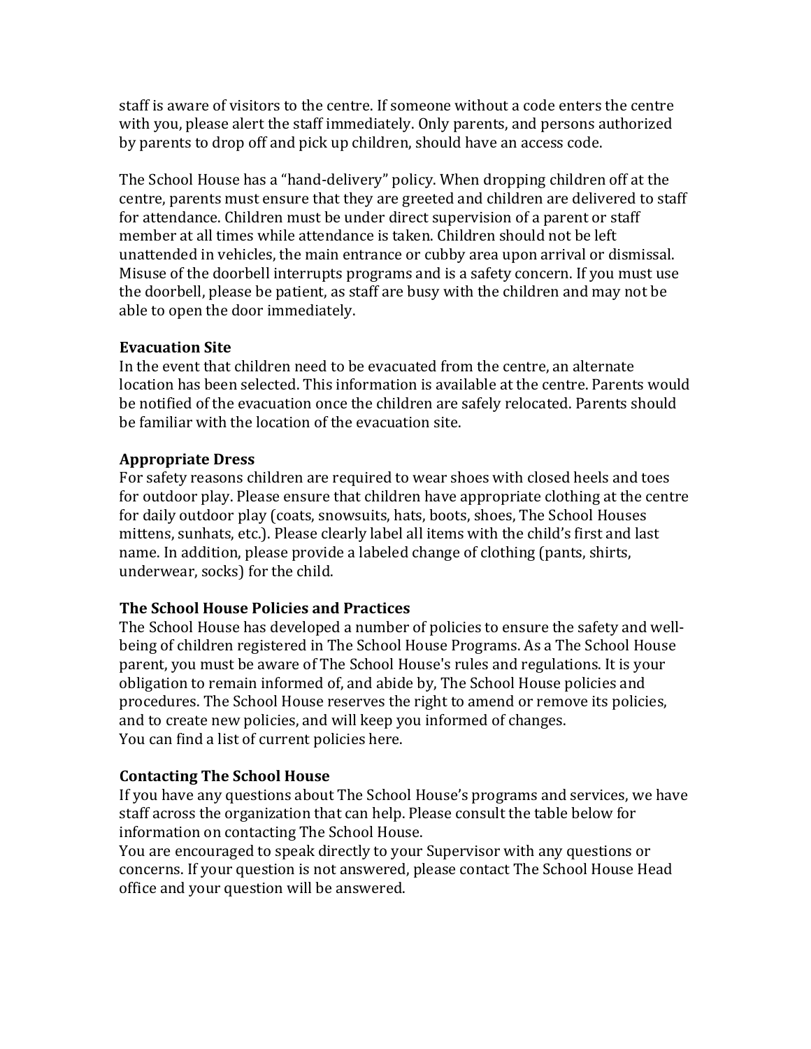staff is aware of visitors to the centre. If someone without a code enters the centre with you, please alert the staff immediately. Only parents, and persons authorized by parents to drop off and pick up children, should have an access code.

The School House has a "hand-delivery" policy. When dropping children off at the centre, parents must ensure that they are greeted and children are delivered to staff for attendance. Children must be under direct supervision of a parent or staff member at all times while attendance is taken. Children should not be left unattended in vehicles, the main entrance or cubby area upon arrival or dismissal. Misuse of the doorbell interrupts programs and is a safety concern. If you must use the doorbell, please be patient, as staff are busy with the children and may not be able to open the door immediately.

**Evacuation Site**
In the event that children need to be evacuated from the centre, an alternate location has been selected. This information is available at the centre. Parents would be notified of the evacuation once the children are safely relocated. Parents should be familiar with the location of the evacuation site.

**Appropriate Dress**
For safety reasons children are required to wear shoes with closed heels and toes for outdoor play. Please ensure that children have appropriate clothing at the centre for daily outdoor play (coats, snowsuits, hats, boots, shoes, The School Houses mittens, sunhats, etc.). Please clearly label all items with the child's first and last name. In addition, please provide a labeled change of clothing (pants, shirts, underwear, socks) for the child.

**The School House Policies and Practices**
The School House has developed a number of policies to ensure the safety and well-being of children registered in The School House Programs. As a The School House parent, you must be aware of The School House's rules and regulations. It is your obligation to remain informed of, and abide by, The School House policies and procedures. The School House reserves the right to amend or remove its policies, and to create new policies, and will keep you informed of changes.
You can find a list of current policies here.

**Contacting The School House**
If you have any questions about The School House's programs and services, we have staff across the organization that can help. Please consult the table below for information on contacting The School House.
You are encouraged to speak directly to your Supervisor with any questions or concerns. If your question is not answered, please contact The School House Head office and your question will be answered.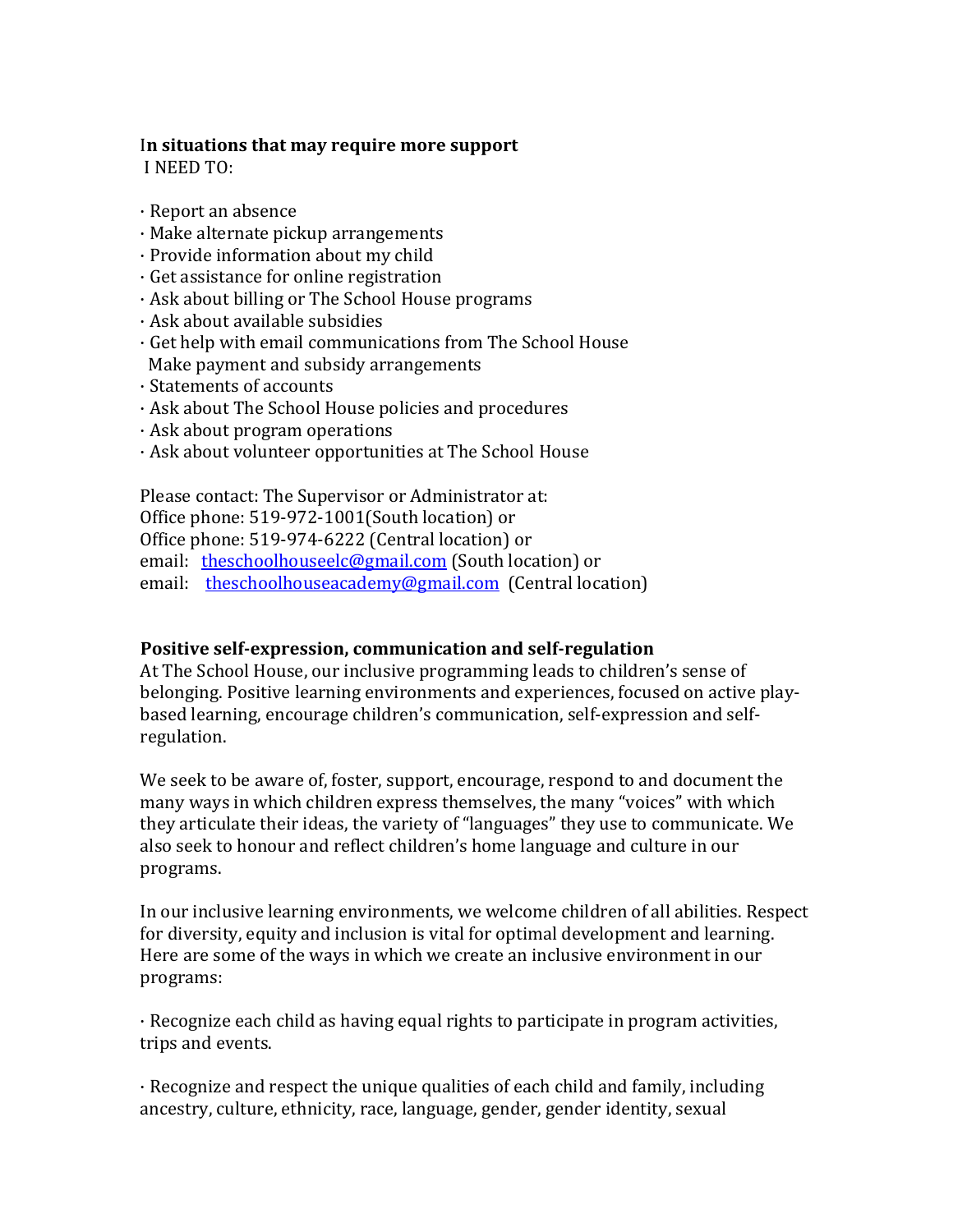**In situations that may require more support**

I NEED TO:

- Report an absence
- Make alternate pickup arrangements
- Provide information about my child
- Get assistance for online registration
- Ask about billing or The School House programs
- Ask about available subsidies
- Get help with email communications from The School House
  Make payment and subsidy arrangements
- Statements of accounts
- Ask about The School House policies and procedures
- Ask about program operations
- Ask about volunteer opportunities at The School House

Please contact: The Supervisor or Administrator at:
Office phone: 519-972-1001(South location) or
Office phone: 519-974-6222 (Central location) or
email: theschoolhouseelc@gmail.com (South location) or
email: theschoolhouseacademy@gmail.com (Central location)

**Positive self-expression, communication and self-regulation**

At The School House, our inclusive programming leads to children's sense of belonging. Positive learning environments and experiences, focused on active play-based learning, encourage children's communication, self-expression and self-regulation.

We seek to be aware of, foster, support, encourage, respond to and document the many ways in which children express themselves, the many "voices" with which they articulate their ideas, the variety of "languages" they use to communicate. We also seek to honour and reflect children's home language and culture in our programs.

In our inclusive learning environments, we welcome children of all abilities. Respect for diversity, equity and inclusion is vital for optimal development and learning. Here are some of the ways in which we create an inclusive environment in our programs:

- Recognize each child as having equal rights to participate in program activities, trips and events.

- Recognize and respect the unique qualities of each child and family, including ancestry, culture, ethnicity, race, language, gender, gender identity, sexual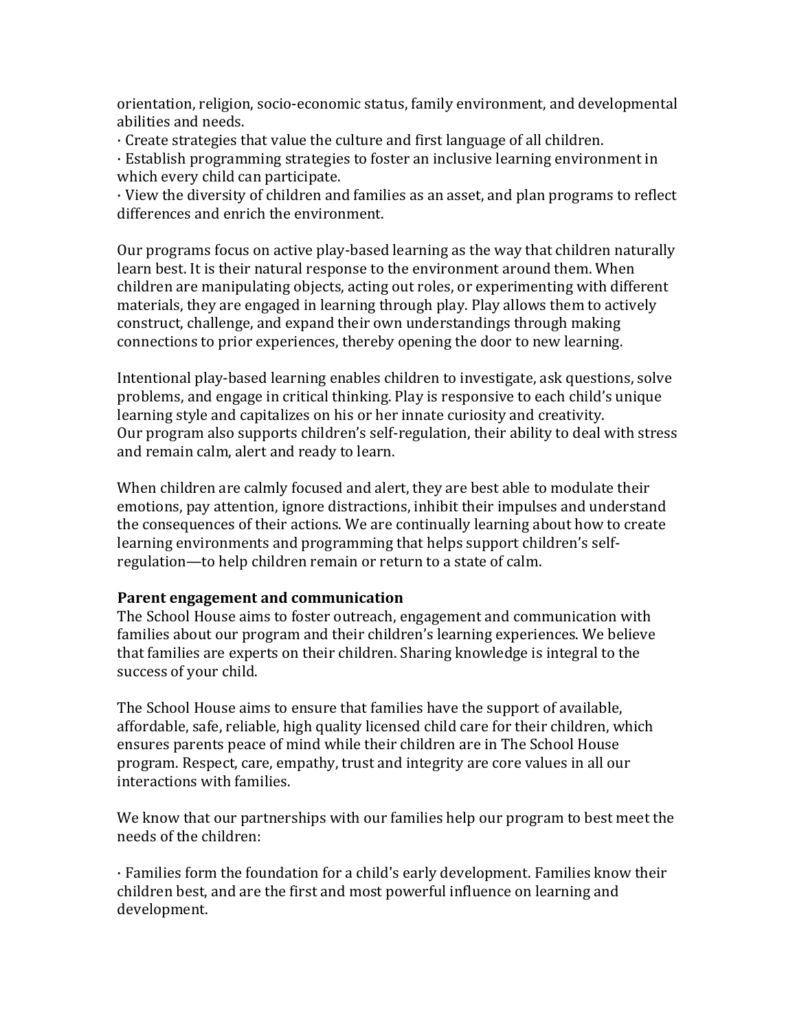orientation, religion, socio-economic status, family environment, and developmental abilities and needs.

· Create strategies that value the culture and first language of all children.

· Establish programming strategies to foster an inclusive learning environment in which every child can participate.

· View the diversity of children and families as an asset, and plan programs to reflect differences and enrich the environment.

Our programs focus on active play-based learning as the way that children naturally learn best. It is their natural response to the environment around them. When children are manipulating objects, acting out roles, or experimenting with different materials, they are engaged in learning through play. Play allows them to actively construct, challenge, and expand their own understandings through making connections to prior experiences, thereby opening the door to new learning.

Intentional play-based learning enables children to investigate, ask questions, solve problems, and engage in critical thinking. Play is responsive to each child's unique learning style and capitalizes on his or her innate curiosity and creativity.
Our program also supports children's self-regulation, their ability to deal with stress and remain calm, alert and ready to learn.

When children are calmly focused and alert, they are best able to modulate their emotions, pay attention, ignore distractions, inhibit their impulses and understand the consequences of their actions. We are continually learning about how to create learning environments and programming that helps support children's self-regulation—to help children remain or return to a state of calm.

**Parent engagement and communication**

The School House aims to foster outreach, engagement and communication with families about our program and their children's learning experiences. We believe that families are experts on their children. Sharing knowledge is integral to the success of your child.

The School House aims to ensure that families have the support of available, affordable, safe, reliable, high quality licensed child care for their children, which ensures parents peace of mind while their children are in The School House program. Respect, care, empathy, trust and integrity are core values in all our interactions with families.

We know that our partnerships with our families help our program to best meet the needs of the children:

· Families form the foundation for a child's early development. Families know their children best, and are the first and most powerful influence on learning and development.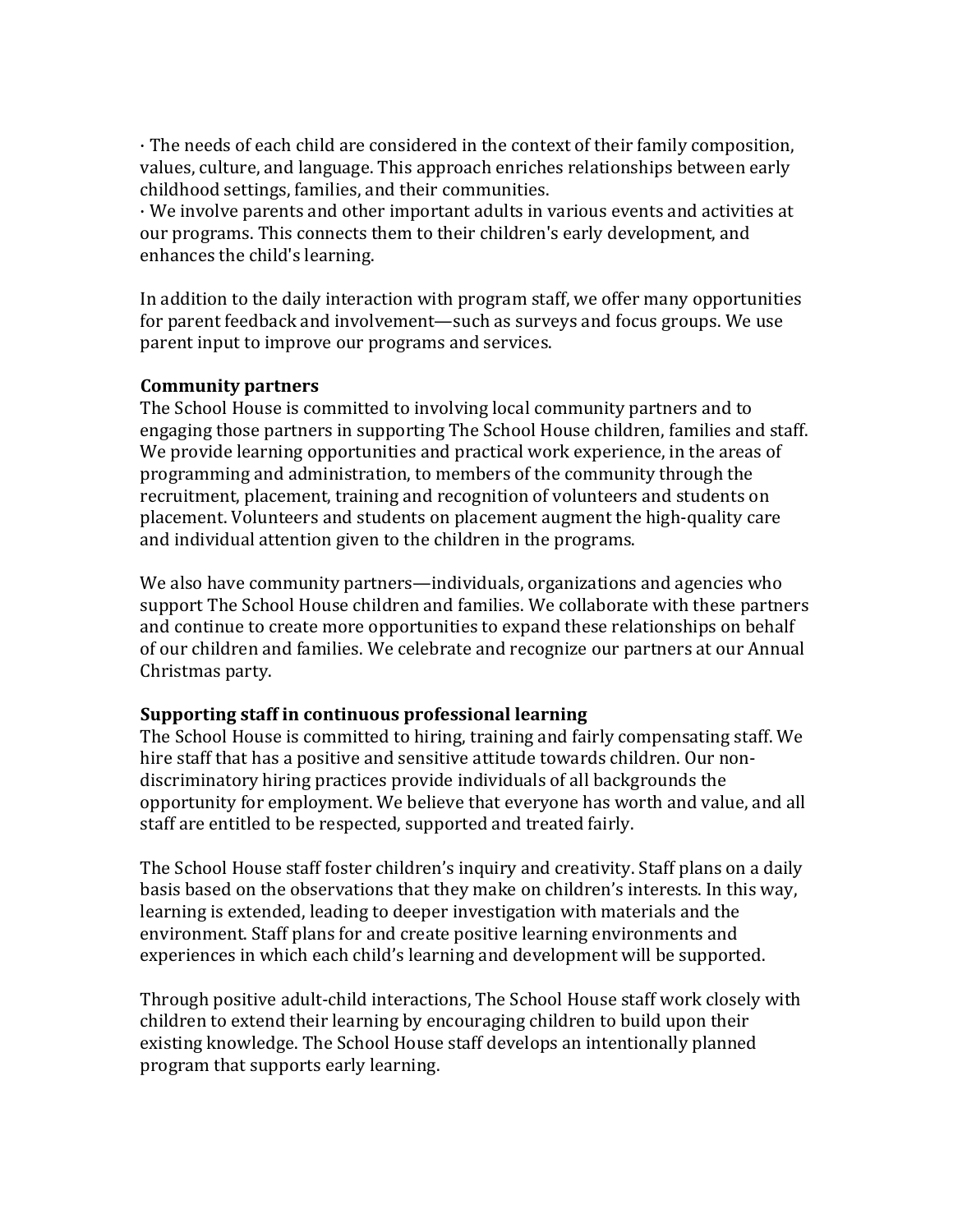· The needs of each child are considered in the context of their family composition, values, culture, and language. This approach enriches relationships between early childhood settings, families, and their communities.
· We involve parents and other important adults in various events and activities at our programs. This connects them to their children's early development, and enhances the child's learning.

In addition to the daily interaction with program staff, we offer many opportunities for parent feedback and involvement—such as surveys and focus groups. We use parent input to improve our programs and services.

**Community partners**
The School House is committed to involving local community partners and to engaging those partners in supporting The School House children, families and staff. We provide learning opportunities and practical work experience, in the areas of programming and administration, to members of the community through the recruitment, placement, training and recognition of volunteers and students on placement. Volunteers and students on placement augment the high-quality care and individual attention given to the children in the programs.

We also have community partners—individuals, organizations and agencies who support The School House children and families. We collaborate with these partners and continue to create more opportunities to expand these relationships on behalf of our children and families. We celebrate and recognize our partners at our Annual Christmas party.

**Supporting staff in continuous professional learning**
The School House is committed to hiring, training and fairly compensating staff. We hire staff that has a positive and sensitive attitude towards children. Our non-discriminatory hiring practices provide individuals of all backgrounds the opportunity for employment. We believe that everyone has worth and value, and all staff are entitled to be respected, supported and treated fairly.

The School House staff foster children's inquiry and creativity. Staff plans on a daily basis based on the observations that they make on children's interests. In this way, learning is extended, leading to deeper investigation with materials and the environment. Staff plans for and create positive learning environments and experiences in which each child's learning and development will be supported.

Through positive adult-child interactions, The School House staff work closely with children to extend their learning by encouraging children to build upon their existing knowledge. The School House staff develops an intentionally planned program that supports early learning.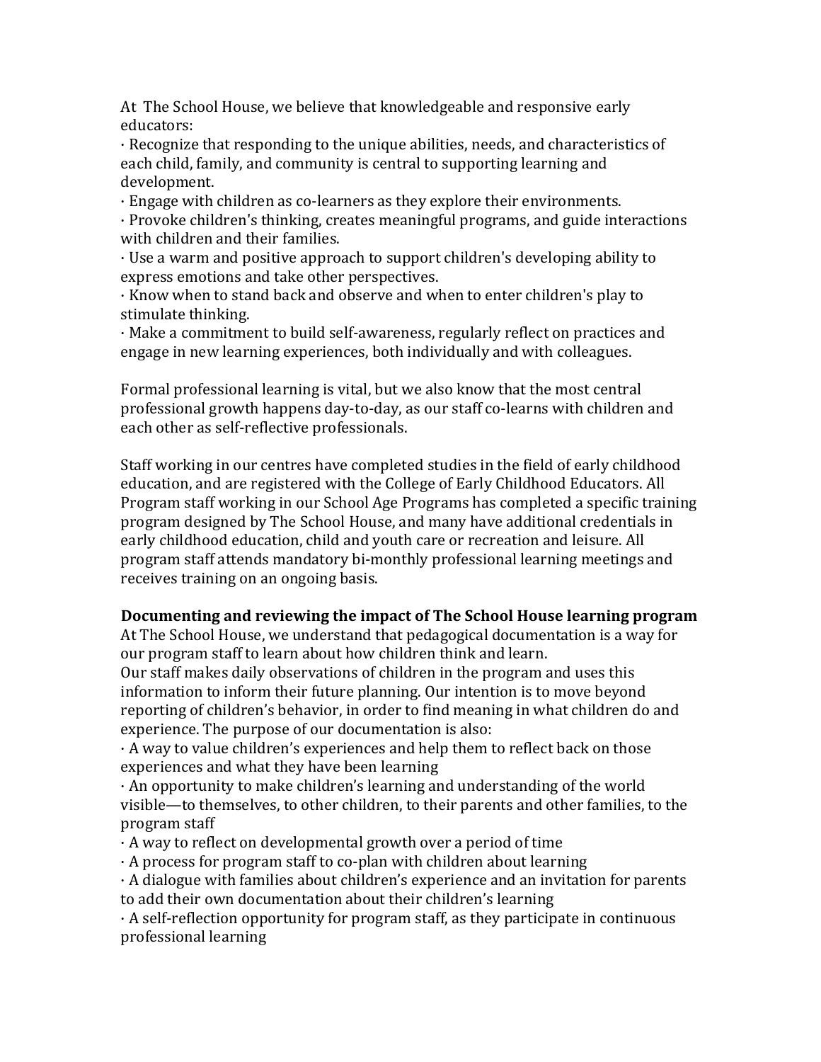At The School House, we believe that knowledgeable and responsive early educators:

- Recognize that responding to the unique abilities, needs, and characteristics of each child, family, and community is central to supporting learning and development.
- Engage with children as co-learners as they explore their environments.
- Provoke children's thinking, creates meaningful programs, and guide interactions with children and their families.
- Use a warm and positive approach to support children's developing ability to express emotions and take other perspectives.
- Know when to stand back and observe and when to enter children's play to stimulate thinking.
- Make a commitment to build self-awareness, regularly reflect on practices and engage in new learning experiences, both individually and with colleagues.

Formal professional learning is vital, but we also know that the most central professional growth happens day-to-day, as our staff co-learns with children and each other as self-reflective professionals.

Staff working in our centres have completed studies in the field of early childhood education, and are registered with the College of Early Childhood Educators. All Program staff working in our School Age Programs has completed a specific training program designed by The School House, and many have additional credentials in early childhood education, child and youth care or recreation and leisure. All program staff attends mandatory bi-monthly professional learning meetings and receives training on an ongoing basis.

**Documenting and reviewing the impact of The School House learning program**

At The School House, we understand that pedagogical documentation is a way for our program staff to learn about how children think and learn.

Our staff makes daily observations of children in the program and uses this information to inform their future planning. Our intention is to move beyond reporting of children's behavior, in order to find meaning in what children do and experience. The purpose of our documentation is also:

- A way to value children's experiences and help them to reflect back on those experiences and what they have been learning
- An opportunity to make children's learning and understanding of the world visible—to themselves, to other children, to their parents and other families, to the program staff
- A way to reflect on developmental growth over a period of time
- A process for program staff to co-plan with children about learning
- A dialogue with families about children's experience and an invitation for parents to add their own documentation about their children's learning
- A self-reflection opportunity for program staff, as they participate in continuous professional learning